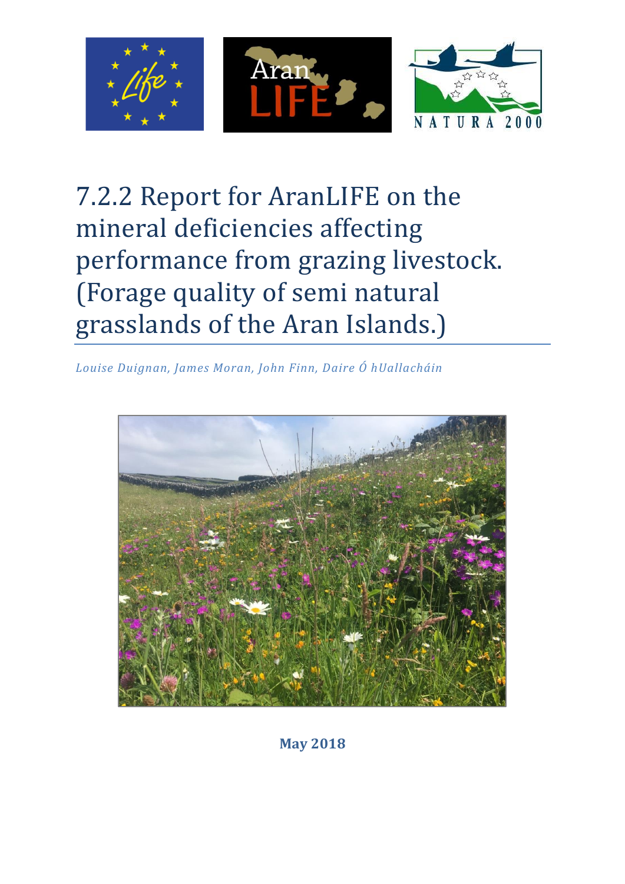# 7.2.2 Report for AranLIFE on the mineral deficiencies affecting performance from grazing livestock. (Forage quality of semi natural grasslands of the Aran Islands.)

*Louise Duignan, James Moran, John Finn, Daire Ó hUallacháin*

**May 2018**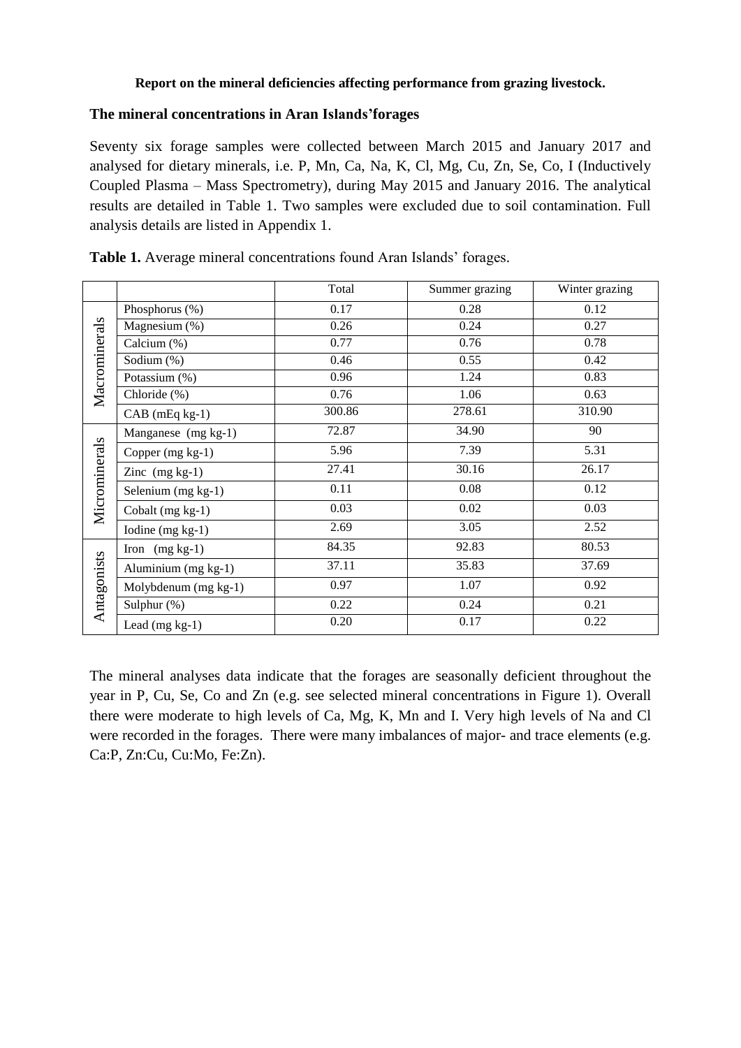**Report on the mineral deficiencies affecting performance from grazing livestock.**

### The mineral concentrations in Aran Islands'forages

Seventy six forage samples were collected between March 2015 and January 2017 and analysed for dietary minerals, i.e. P, Mn, Ca, Na, K, Cl, Mg, Cu, Zn, Se, Co, I (Inductively Coupled Plasma – Mass Spectrometry), during May 2015 and January 2016. The analytical results are detailed in Table 1. Two samples were excluded due to soil contamination. Full analysis details are listed in Appendix 1.

**Table 1.** Average mineral concentrations found Aran Islands' forages.

| | | Total | Summer grazing | Winter grazing |
|---|---|---|---|---|
| Macrominerals | Phosphorus (%) | 0.17 | 0.28 | 0.12 |
| | Magnesium (%) | 0.26 | 0.24 | 0.27 |
| | Calcium (%) | 0.77 | 0.76 | 0.78 |
| | Sodium (%) | 0.46 | 0.55 | 0.42 |
| | Potassium (%) | 0.96 | 1.24 | 0.83 |
| | Chloride (%) | 0.76 | 1.06 | 0.63 |
| | CAB (mEq kg-1) | 300.86 | 278.61 | 310.90 |
| Microminerals | Manganese (mg kg-1) | 72.87 | 34.90 | 90 |
| | Copper (mg kg-1) | 5.96 | 7.39 | 5.31 |
| | Zinc (mg kg-1) | 27.41 | 30.16 | 26.17 |
| | Selenium (mg kg-1) | 0.11 | 0.08 | 0.12 |
| | Cobalt (mg kg-1) | 0.03 | 0.02 | 0.03 |
| | Iodine (mg kg-1) | 2.69 | 3.05 | 2.52 |
| Antagonists | Iron (mg kg-1) | 84.35 | 92.83 | 80.53 |
| | Aluminium (mg kg-1) | 37.11 | 35.83 | 37.69 |
| | Molybdenum (mg kg-1) | 0.97 | 1.07 | 0.92 |
| | Sulphur (%) | 0.22 | 0.24 | 0.21 |
| | Lead (mg kg-1) | 0.20 | 0.17 | 0.22 |

The mineral analyses data indicate that the forages are seasonally deficient throughout the year in P, Cu, Se, Co and Zn (e.g. see selected mineral concentrations in Figure 1). Overall there were moderate to high levels of Ca, Mg, K, Mn and I. Very high levels of Na and Cl were recorded in the forages. There were many imbalances of major- and trace elements (e.g. Ca:P, Zn:Cu, Cu:Mo, Fe:Zn).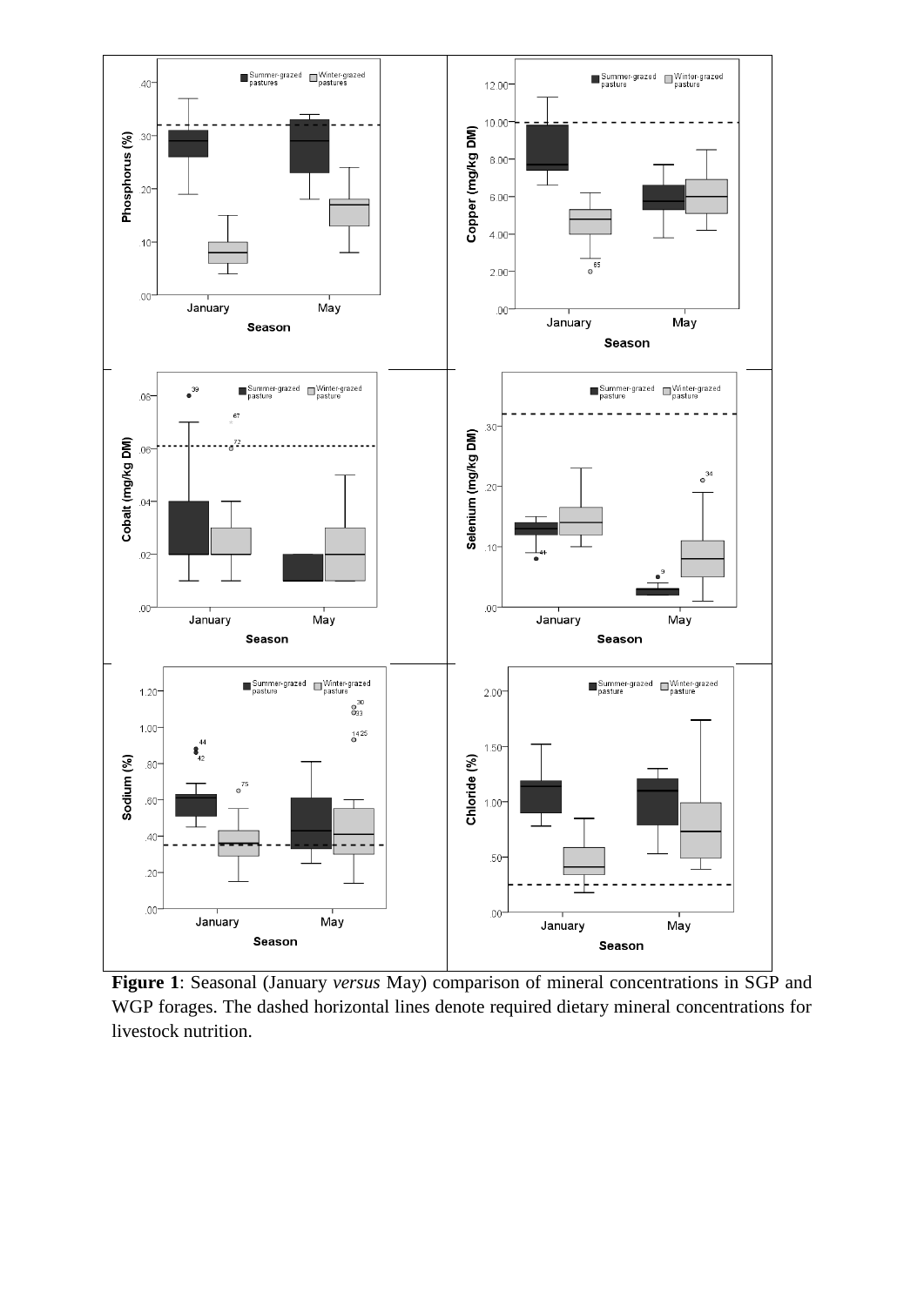**Figure 1**: Seasonal (January *versus* May) comparison of mineral concentrations in SGP and WGP forages. The dashed horizontal lines denote required dietary mineral concentrations for livestock nutrition.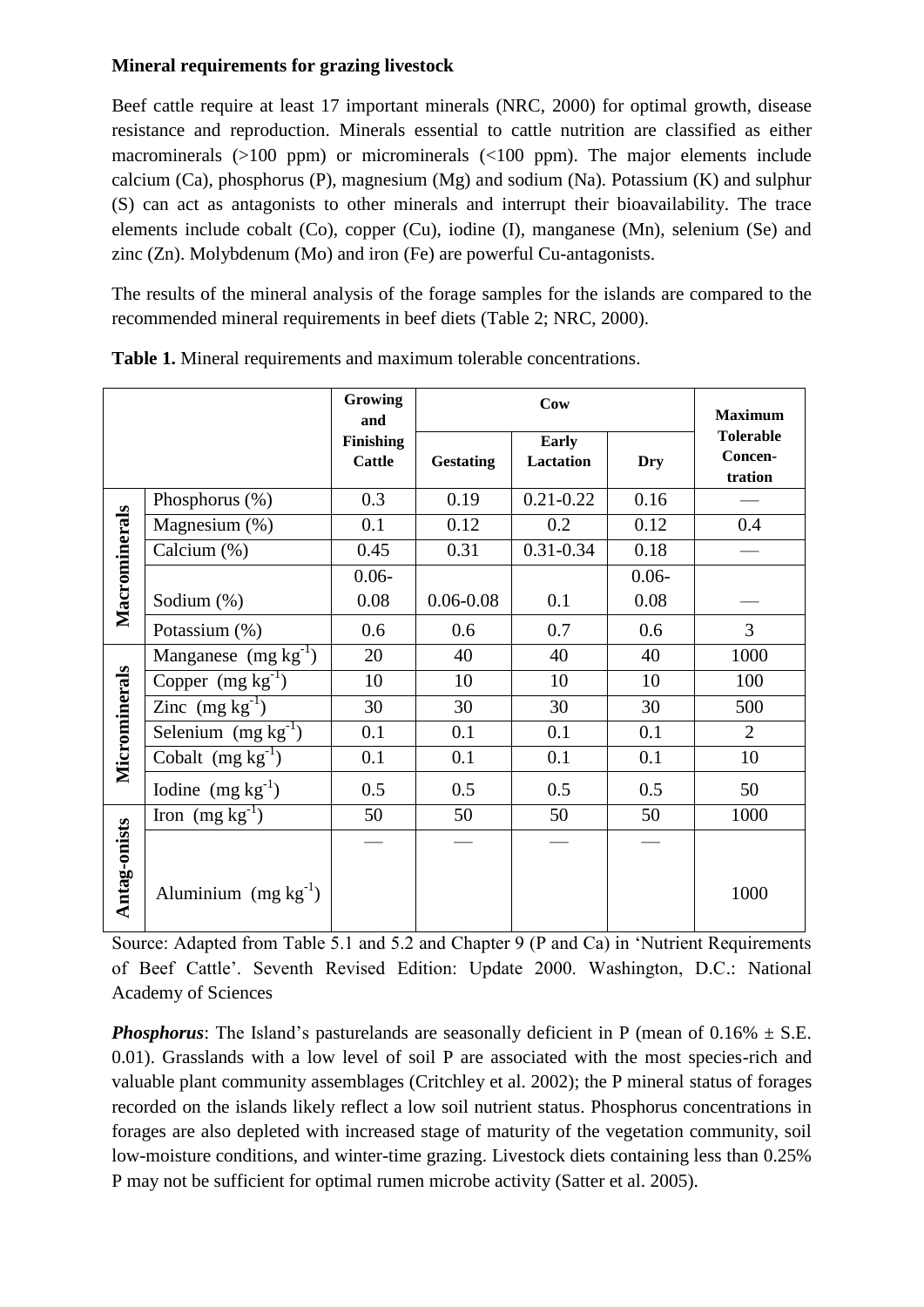**Mineral requirements for grazing livestock**

Beef cattle require at least 17 important minerals (NRC, 2000) for optimal growth, disease resistance and reproduction. Minerals essential to cattle nutrition are classified as either macrominerals (>100 ppm) or microminerals (<100 ppm). The major elements include calcium (Ca), phosphorus (P), magnesium (Mg) and sodium (Na). Potassium (K) and sulphur (S) can act as antagonists to other minerals and interrupt their bioavailability. The trace elements include cobalt (Co), copper (Cu), iodine (I), manganese (Mn), selenium (Se) and zinc (Zn). Molybdenum (Mo) and iron (Fe) are powerful Cu-antagonists.

The results of the mineral analysis of the forage samples for the islands are compared to the recommended mineral requirements in beef diets (Table 2; NRC, 2000).

**Table 1.** Mineral requirements and maximum tolerable concentrations.

| | | Growing and Finishing Cattle | Cow | | | Maximum Tolerable Concen-tration |
|---|---|---|---|---|---|---|
| | | | Gestating | Early Lactation | Dry | |
| Macrominerals | Phosphorus (%) | 0.3 | 0.19 | 0.21-0.22 | 0.16 | — |
| | Magnesium (%) | 0.1 | 0.12 | 0.2 | 0.12 | 0.4 |
| | Calcium (%) | 0.45 | 0.31 | 0.31-0.34 | 0.18 | — |
| | Sodium (%) | 0.06-0.08 | 0.06-0.08 | 0.1 | 0.06-0.08 | — |
| | Potassium (%) | 0.6 | 0.6 | 0.7 | 0.6 | 3 |
| Microminerals | Manganese (mg $kg^{-1}$) | 20 | 40 | 40 | 40 | 1000 |
| | Copper (mg $kg^{-1}$) | 10 | 10 | 10 | 10 | 100 |
| | Zinc (mg $kg^{-1}$) | 30 | 30 | 30 | 30 | 500 |
| | Selenium (mg $kg^{-1}$) | 0.1 | 0.1 | 0.1 | 0.1 | 2 |
| | Cobalt (mg $kg^{-1}$) | 0.1 | 0.1 | 0.1 | 0.1 | 10 |
| | Iodine (mg $kg^{-1}$) | 0.5 | 0.5 | 0.5 | 0.5 | 50 |
| Antag-onists | Iron (mg $kg^{-1}$) | 50 | 50 | 50 | 50 | 1000 |
| | Aluminium (mg $kg^{-1}$) | — | — | — | — | 1000 |

Source: Adapted from Table 5.1 and 5.2 and Chapter 9 (P and Ca) in 'Nutrient Requirements of Beef Cattle'. Seventh Revised Edition: Update 2000. Washington, D.C.: National Academy of Sciences

***Phosphorus***: The Island's pasturelands are seasonally deficient in P (mean of 0.16% ± S.E. 0.01). Grasslands with a low level of soil P are associated with the most species-rich and valuable plant community assemblages (Critchley et al. 2002); the P mineral status of forages recorded on the islands likely reflect a low soil nutrient status. Phosphorus concentrations in forages are also depleted with increased stage of maturity of the vegetation community, soil low-moisture conditions, and winter-time grazing. Livestock diets containing less than 0.25% P may not be sufficient for optimal rumen microbe activity (Satter et al. 2005).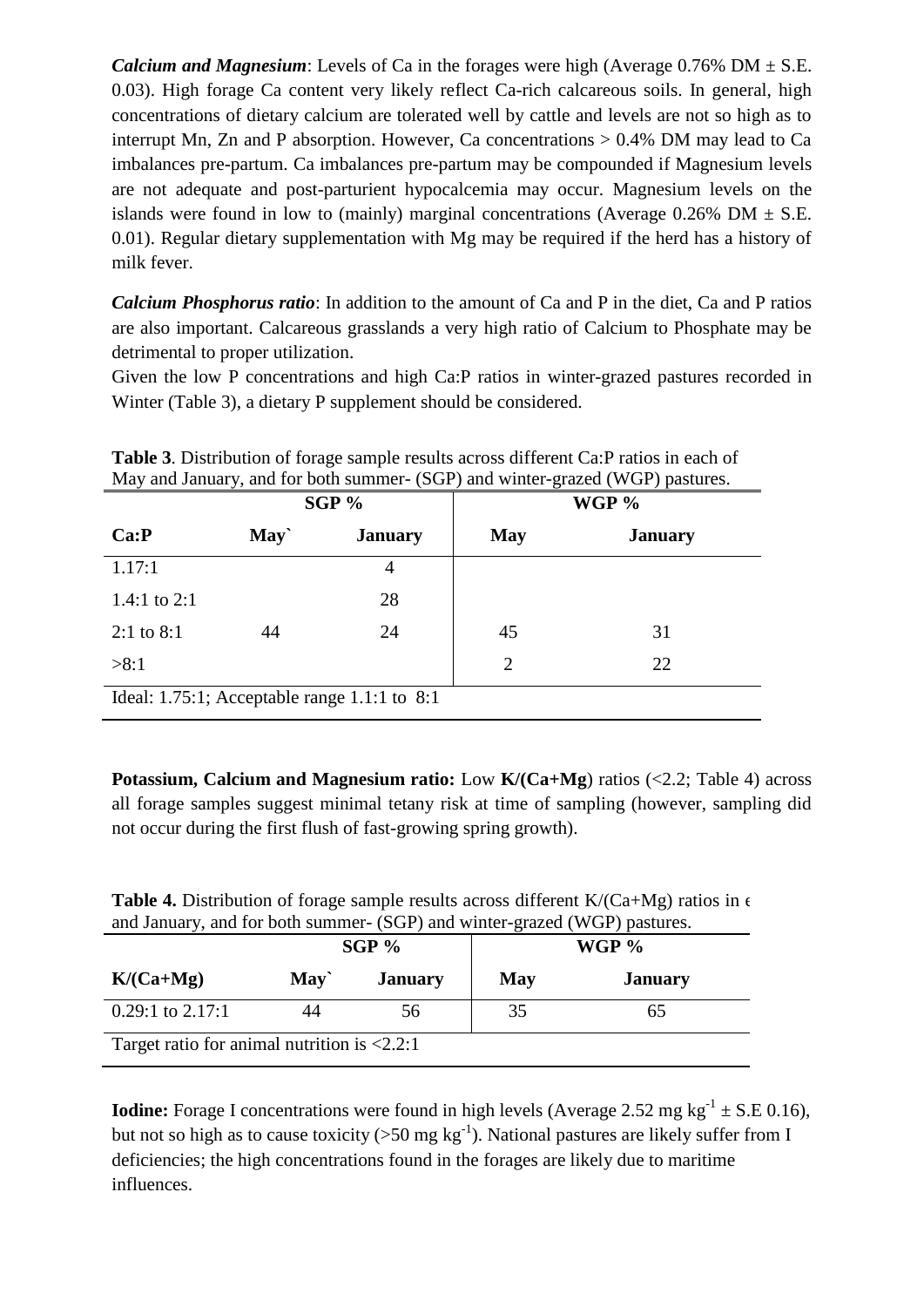***Calcium and Magnesium***: Levels of Ca in the forages were high (Average 0.76% DM ± S.E. 0.03). High forage Ca content very likely reflect Ca-rich calcareous soils. In general, high concentrations of dietary calcium are tolerated well by cattle and levels are not so high as to interrupt Mn, Zn and P absorption. However, Ca concentrations > 0.4% DM may lead to Ca imbalances pre-partum. Ca imbalances pre-partum may be compounded if Magnesium levels are not adequate and post-parturient hypocalcemia may occur. Magnesium levels on the islands were found in low to (mainly) marginal concentrations (Average 0.26% DM ± S.E. 0.01). Regular dietary supplementation with Mg may be required if the herd has a history of milk fever.

***Calcium Phosphorus ratio***: In addition to the amount of Ca and P in the diet, Ca and P ratios are also important. Calcareous grasslands a very high ratio of Calcium to Phosphate may be detrimental to proper utilization.

Given the low P concentrations and high Ca:P ratios in winter-grazed pastures recorded in Winter (Table 3), a dietary P supplement should be considered.

**Table 3**. Distribution of forage sample results across different Ca:P ratios in each of May and January, and for both summer- (SGP) and winter-grazed (WGP) pastures.

| | SGP % | | WGP % | |
|---|---|---|---|---|
| **Ca:P** | **May`** | **January** | **May** | **January** |
| 1.17:1 | | 4 | | |
| 1.4:1 to 2:1 | | 28 | | |
| 2:1 to 8:1 | 44 | 24 | 45 | 31 |
| >8:1 | | | 2 | 22 |
| Ideal: 1.75:1; Acceptable range 1.1:1 to 8:1 | | | | |

**Potassium, Calcium and Magnesium ratio:** Low **K/(Ca+Mg**) ratios (<2.2; Table 4) across all forage samples suggest minimal tetany risk at time of sampling (however, sampling did not occur during the first flush of fast-growing spring growth).

**Table 4.** Distribution of forage sample results across different K/(Ca+Mg) ratios in each of May and January, and for both summer- (SGP) and winter-grazed (WGP) pastures.

| | SGP % | | WGP % | |
|---|---|---|---|---|
| **K/(Ca+Mg)** | **May`** | **January** | **May** | **January** |
| 0.29:1 to 2.17:1 | 44 | 56 | 35 | 65 |
| Target ratio for animal nutrition is <2.2:1 | | | | |

**Iodine:** Forage I concentrations were found in high levels (Average 2.52 mg $kg^{-1}$ ± S.E 0.16), but not so high as to cause toxicity (>50 mg $kg^{-1}$). National pastures are likely suffer from I deficiencies; the high concentrations found in the forages are likely due to maritime influences.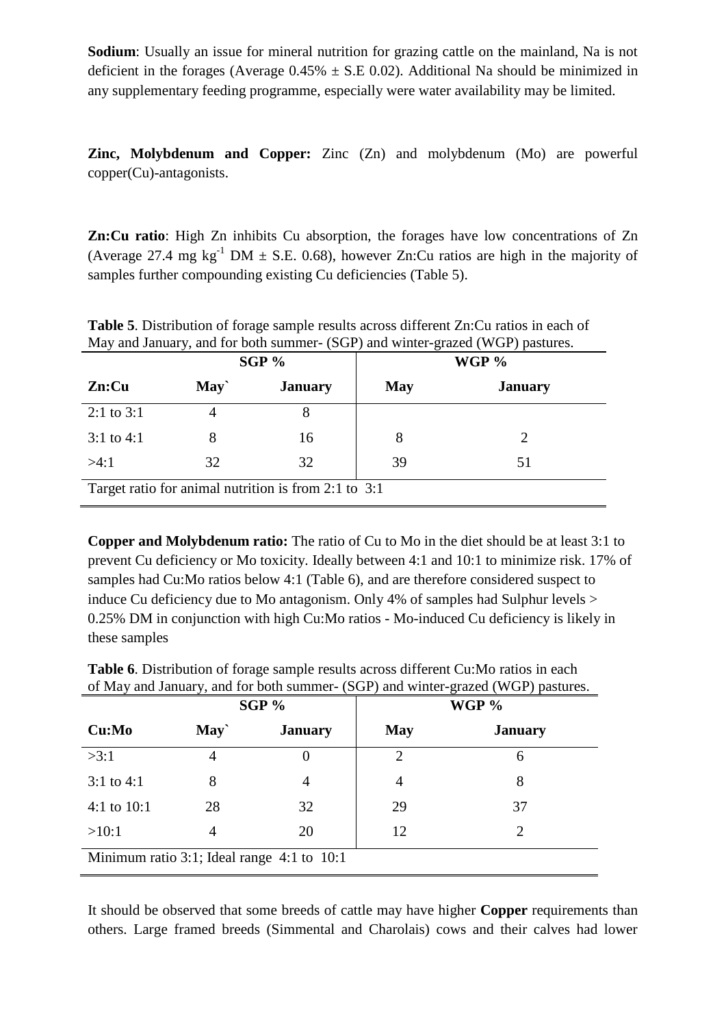**Sodium**: Usually an issue for mineral nutrition for grazing cattle on the mainland, Na is not deficient in the forages (Average 0.45% ± S.E 0.02). Additional Na should be minimized in any supplementary feeding programme, especially were water availability may be limited.

**Zinc, Molybdenum and Copper:** Zinc (Zn) and molybdenum (Mo) are powerful copper(Cu)-antagonists.

**Zn:Cu ratio**: High Zn inhibits Cu absorption, the forages have low concentrations of Zn (Average 27.4 mg $kg^{-1}$ DM ± S.E. 0.68), however Zn:Cu ratios are high in the majority of samples further compounding existing Cu deficiencies (Table 5).

**Table 5**. Distribution of forage sample results across different Zn:Cu ratios in each of May and January, and for both summer- (SGP) and winter-grazed (WGP) pastures.

| | SGP % | | WGP % | |
|---|---|---|---|---|
| **Zn:Cu** | **May`** | **January** | **May** | **January** |
| 2:1 to 3:1 | 4 | 8 | | |
| 3:1 to 4:1 | 8 | 16 | 8 | 2 |
| >4:1 | 32 | 32 | 39 | 51 |
| Target ratio for animal nutrition is from 2:1 to 3:1 | | | | |

**Copper and Molybdenum ratio:** The ratio of Cu to Mo in the diet should be at least 3:1 to prevent Cu deficiency or Mo toxicity. Ideally between 4:1 and 10:1 to minimize risk. 17% of samples had Cu:Mo ratios below 4:1 (Table 6), and are therefore considered suspect to induce Cu deficiency due to Mo antagonism. Only 4% of samples had Sulphur levels > 0.25% DM in conjunction with high Cu:Mo ratios - Mo-induced Cu deficiency is likely in these samples

**Table 6**. Distribution of forage sample results across different Cu:Mo ratios in each of May and January, and for both summer- (SGP) and winter-grazed (WGP) pastures.

| | SGP % | | WGP % | |
|---|---|---|---|---|
| **Cu:Mo** | **May`** | **January** | **May** | **January** |
| >3:1 | 4 | 0 | 2 | 6 |
| 3:1 to 4:1 | 8 | 4 | 4 | 8 |
| 4:1 to 10:1 | 28 | 32 | 29 | 37 |
| >10:1 | 4 | 20 | 12 | 2 |
| Minimum ratio 3:1; Ideal range 4:1 to 10:1 | | | | |

It should be observed that some breeds of cattle may have higher **Copper** requirements than others. Large framed breeds (Simmental and Charolais) cows and their calves had lower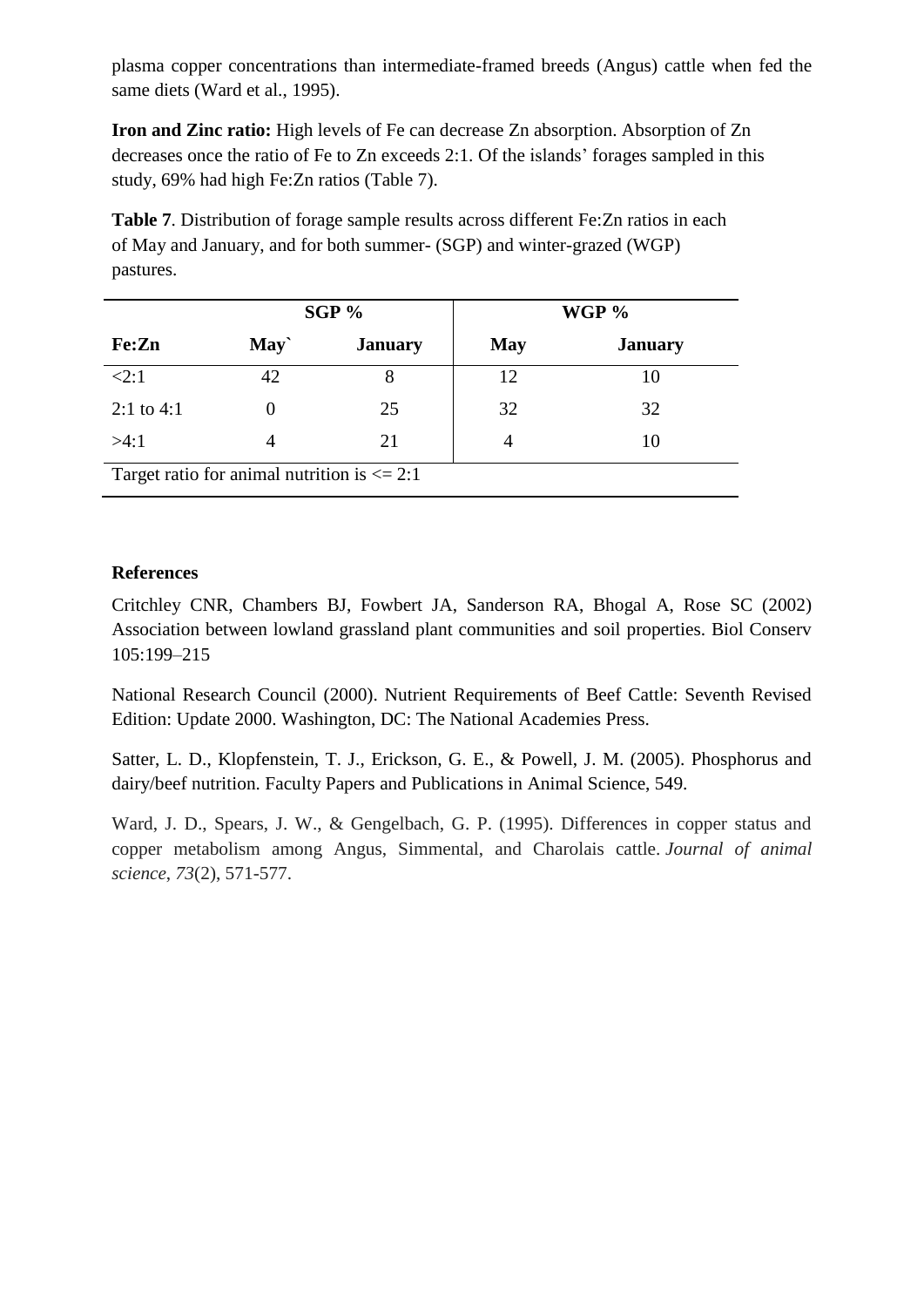plasma copper concentrations than intermediate-framed breeds (Angus) cattle when fed the same diets (Ward et al., 1995).

**Iron and Zinc ratio:** High levels of Fe can decrease Zn absorption. Absorption of Zn decreases once the ratio of Fe to Zn exceeds 2:1. Of the islands' forages sampled in this study, 69% had high Fe:Zn ratios (Table 7).

**Table 7**. Distribution of forage sample results across different Fe:Zn ratios in each of May and January, and for both summer- (SGP) and winter-grazed (WGP) pastures.

| | SGP % | | WGP % | |
|---|---|---|---|---|
| **Fe:Zn** | **May`** | **January** | **May** | **January** |
| <2:1 | 42 | 8 | 12 | 10 |
| 2:1 to 4:1 | 0 | 25 | 32 | 32 |
| >4:1 | 4 | 21 | 4 | 10 |
| Target ratio for animal nutrition is <= 2:1 | | | | |

**References**

Critchley CNR, Chambers BJ, Fowbert JA, Sanderson RA, Bhogal A, Rose SC (2002) Association between lowland grassland plant communities and soil properties. Biol Conserv 105:199–215

National Research Council (2000). Nutrient Requirements of Beef Cattle: Seventh Revised Edition: Update 2000. Washington, DC: The National Academies Press.

Satter, L. D., Klopfenstein, T. J., Erickson, G. E., & Powell, J. M. (2005). Phosphorus and dairy/beef nutrition. Faculty Papers and Publications in Animal Science, 549.

Ward, J. D., Spears, J. W., & Gengelbach, G. P. (1995). Differences in copper status and copper metabolism among Angus, Simmental, and Charolais cattle. *Journal of animal science*, *73*(2), 571-577.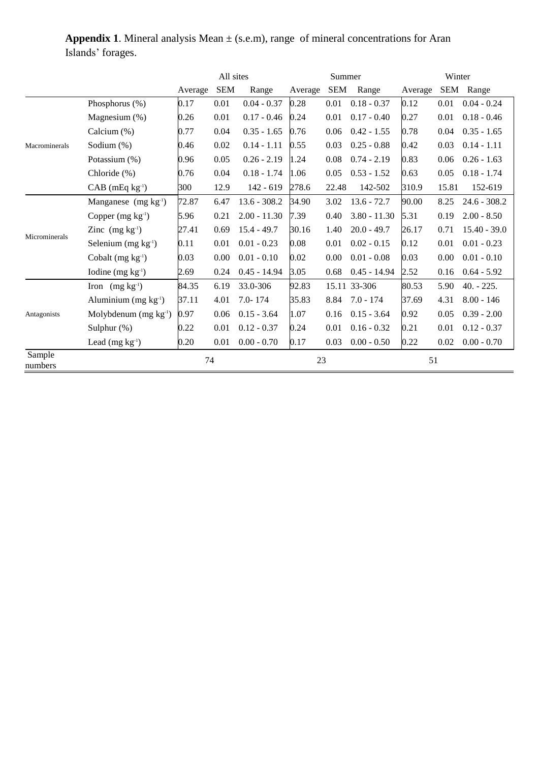**Appendix 1**. Mineral analysis Mean ± (s.e.m), range of mineral concentrations for Aran Islands' forages.

| | | All sites | | | Summer | | | Winter | | |
|---|---|---|---|---|---|---|---|---|---|---|
| | | Average | SEM | Range | Average | SEM | Range | Average | SEM | Range |
| Macrominerals | Phosphorus (%) | 0.17 | 0.01 | 0.04 - 0.37 | 0.28 | 0.01 | 0.18 - 0.37 | 0.12 | 0.01 | 0.04 - 0.24 |
| | Magnesium (%) | 0.26 | 0.01 | 0.17 - 0.46 | 0.24 | 0.01 | 0.17 - 0.40 | 0.27 | 0.01 | 0.18 - 0.46 |
| | Calcium (%) | 0.77 | 0.04 | 0.35 - 1.65 | 0.76 | 0.06 | 0.42 - 1.55 | 0.78 | 0.04 | 0.35 - 1.65 |
| | Sodium (%) | 0.46 | 0.02 | 0.14 - 1.11 | 0.55 | 0.03 | 0.25 - 0.88 | 0.42 | 0.03 | 0.14 - 1.11 |
| | Potassium (%) | 0.96 | 0.05 | 0.26 - 2.19 | 1.24 | 0.08 | 0.74 - 2.19 | 0.83 | 0.06 | 0.26 - 1.63 |
| | Chloride (%) | 0.76 | 0.04 | 0.18 - 1.74 | 1.06 | 0.05 | 0.53 - 1.52 | 0.63 | 0.05 | 0.18 - 1.74 |
| | CAB (mEq $kg^{-1}$) | 300 | 12.9 | 142 - 619 | 278.6 | 22.48 | 142-502 | 310.9 | 15.81 | 152-619 |
| Microminerals | Manganese (mg $kg^{-1}$) | 72.87 | 6.47 | 13.6 - 308.2 | 34.90 | 3.02 | 13.6 - 72.7 | 90.00 | 8.25 | 24.6 - 308.2 |
| | Copper (mg $kg^{-1}$) | 5.96 | 0.21 | 2.00 - 11.30 | 7.39 | 0.40 | 3.80 - 11.30 | 5.31 | 0.19 | 2.00 - 8.50 |
| | Zinc (mg $kg^{-1}$) | 27.41 | 0.69 | 15.4 - 49.7 | 30.16 | 1.40 | 20.0 - 49.7 | 26.17 | 0.71 | 15.40 - 39.0 |
| | Selenium (mg $kg^{-1}$) | 0.11 | 0.01 | 0.01 - 0.23 | 0.08 | 0.01 | 0.02 - 0.15 | 0.12 | 0.01 | 0.01 - 0.23 |
| | Cobalt (mg $kg^{-1}$) | 0.03 | 0.00 | 0.01 - 0.10 | 0.02 | 0.00 | 0.01 - 0.08 | 0.03 | 0.00 | 0.01 - 0.10 |
| | Iodine (mg $kg^{-1}$) | 2.69 | 0.24 | 0.45 - 14.94 | 3.05 | 0.68 | 0.45 - 14.94 | 2.52 | 0.16 | 0.64 - 5.92 |
| Antagonists | Iron (mg $kg^{-1}$) | 84.35 | 6.19 | 33.0-306 | 92.83 | 15.11 | 33-306 | 80.53 | 5.90 | 40. - 225. |
| | Aluminium (mg $kg^{-1}$) | 37.11 | 4.01 | 7.0- 174 | 35.83 | 8.84 | 7.0 - 174 | 37.69 | 4.31 | 8.00 - 146 |
| | Molybdenum (mg $kg^{-1}$) | 0.97 | 0.06 | 0.15 - 3.64 | 1.07 | 0.16 | 0.15 - 3.64 | 0.92 | 0.05 | 0.39 - 2.00 |
| | Sulphur (%) | 0.22 | 0.01 | 0.12 - 0.37 | 0.24 | 0.01 | 0.16 - 0.32 | 0.21 | 0.01 | 0.12 - 0.37 |
| | Lead (mg $kg^{-1}$) | 0.20 | 0.01 | 0.00 - 0.70 | 0.17 | 0.03 | 0.00 - 0.50 | 0.22 | 0.02 | 0.00 - 0.70 |
| Sample numbers | | | 74 | | | 23 | | | 51 | |